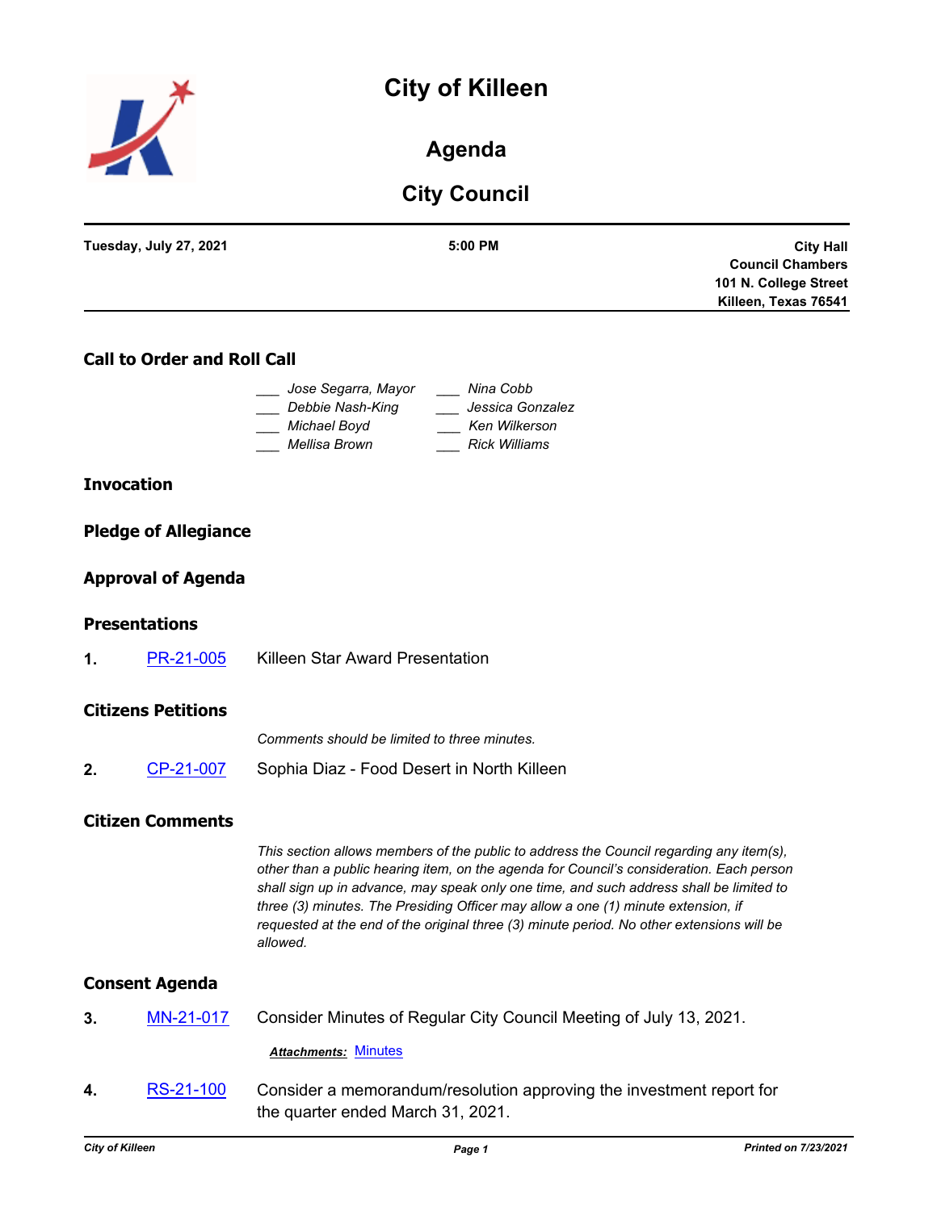# City of Killeen

## Agenda

## City Council

**Tuesday, July 27, 2021** | **5:00 PM** | **City Hall Council Chambers 101 N. College Street Killeen, Texas 76541**

### Call to Order and Roll Call

___ *Jose Segarra, Mayor*
___ *Debbie Nash-King*
___ *Michael Boyd*
___ *Mellisa Brown*
___ *Nina Cobb*
___ *Jessica Gonzalez*
___ *Ken Wilkerson*
___ *Rick Williams*

### Invocation

### Pledge of Allegiance

### Approval of Agenda

### Presentations

**1.** PR-21-005 Killeen Star Award Presentation

### Citizens Petitions

*Comments should be limited to three minutes.*

**2.** CP-21-007 Sophia Diaz - Food Desert in North Killeen

### Citizen Comments

*This section allows members of the public to address the Council regarding any item(s), other than a public hearing item, on the agenda for Council's consideration. Each person shall sign up in advance, may speak only one time, and such address shall be limited to three (3) minutes. The Presiding Officer may allow a one (1) minute extension, if requested at the end of the original three (3) minute period. No other extensions will be allowed.*

### Consent Agenda

**3.** MN-21-017 Consider Minutes of Regular City Council Meeting of July 13, 2021.

***Attachments:*** Minutes

**4.** RS-21-100 Consider a memorandum/resolution approving the investment report for the quarter ended March 31, 2021.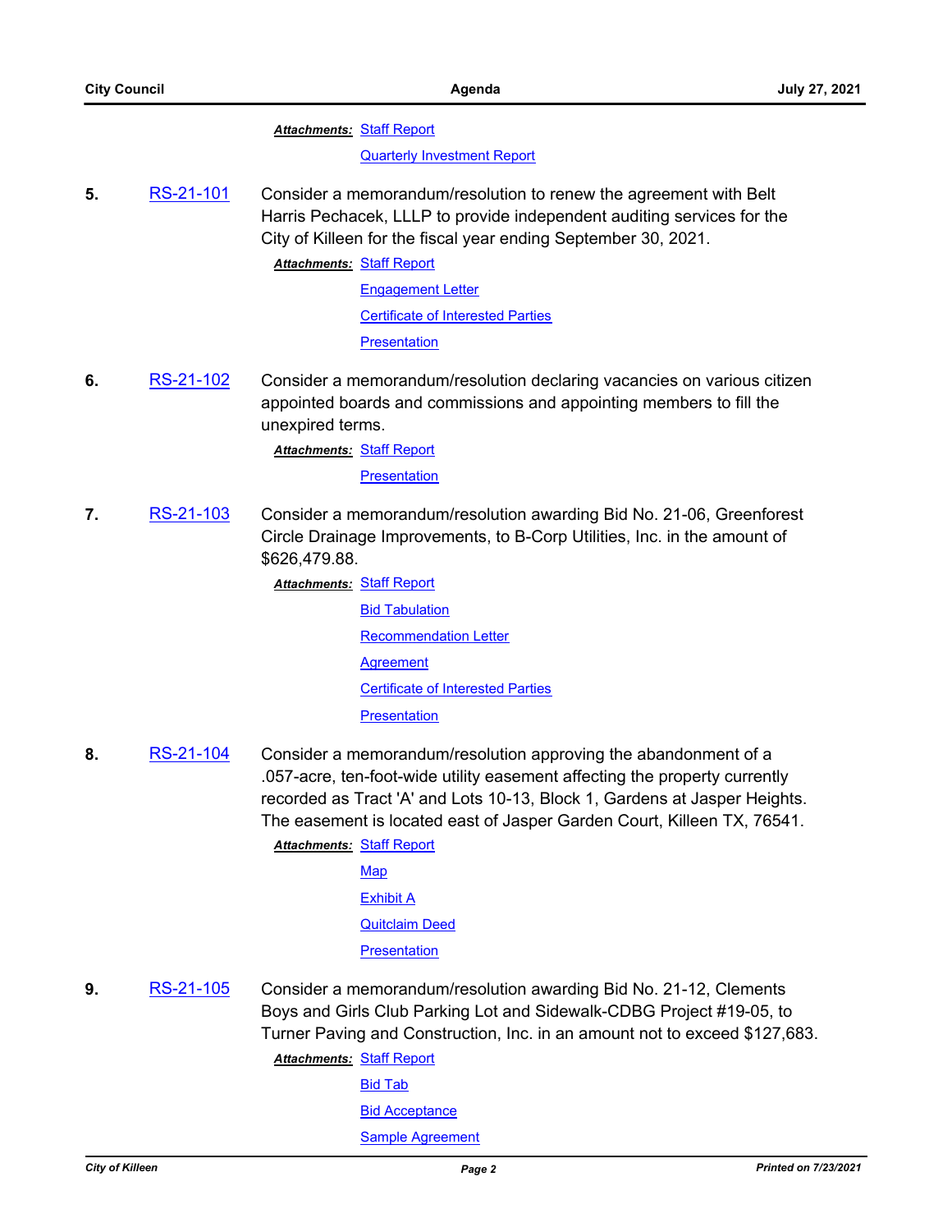***Attachments:*** Staff Report

Quarterly Investment Report

**5.** RS-21-101 Consider a memorandum/resolution to renew the agreement with Belt Harris Pechacek, LLLP to provide independent auditing services for the City of Killeen for the fiscal year ending September 30, 2021.

***Attachments:*** Staff Report

Engagement Letter

Certificate of Interested Parties

Presentation

**6.** RS-21-102 Consider a memorandum/resolution declaring vacancies on various citizen appointed boards and commissions and appointing members to fill the unexpired terms.

***Attachments:*** Staff Report

Presentation

**7.** RS-21-103 Consider a memorandum/resolution awarding Bid No. 21-06, Greenforest Circle Drainage Improvements, to B-Corp Utilities, Inc. in the amount of $626,479.88.

***Attachments:*** Staff Report

Bid Tabulation

Recommendation Letter

Agreement

Certificate of Interested Parties

Presentation

**8.** RS-21-104 Consider a memorandum/resolution approving the abandonment of a .057-acre, ten-foot-wide utility easement affecting the property currently recorded as Tract 'A' and Lots 10-13, Block 1, Gardens at Jasper Heights. The easement is located east of Jasper Garden Court, Killeen TX, 76541.

***Attachments:*** Staff Report

Map

Exhibit A

Quitclaim Deed

Presentation

**9.** RS-21-105 Consider a memorandum/resolution awarding Bid No. 21-12, Clements Boys and Girls Club Parking Lot and Sidewalk-CDBG Project #19-05, to Turner Paving and Construction, Inc. in an amount not to exceed $127,683.

***Attachments:*** Staff Report

Bid Tab

Bid Acceptance

Sample Agreement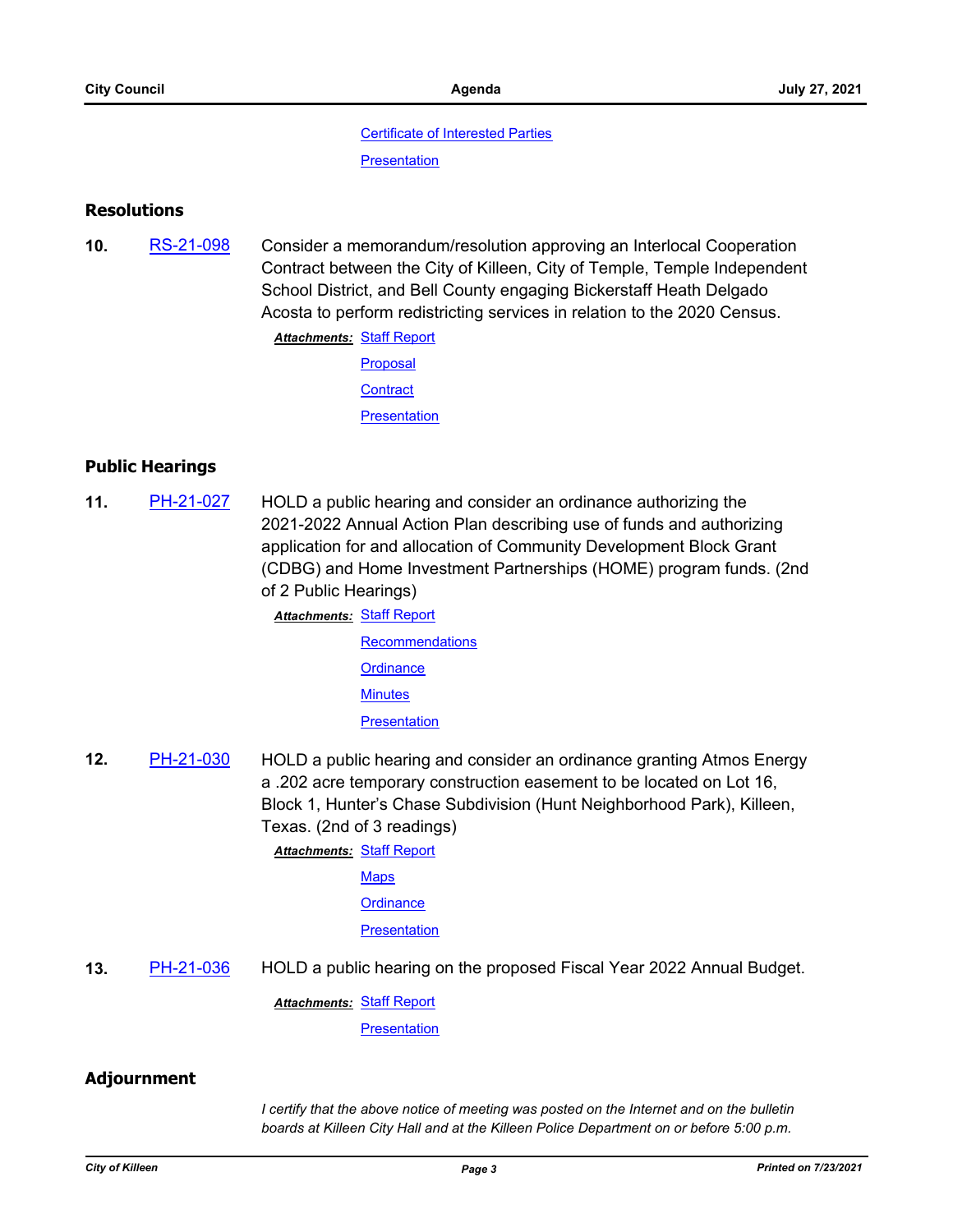Certificate of Interested Parties

Presentation

## Resolutions

**10.** RS-21-098 Consider a memorandum/resolution approving an Interlocal Cooperation Contract between the City of Killeen, City of Temple, Temple Independent School District, and Bell County engaging Bickerstaff Heath Delgado Acosta to perform redistricting services in relation to the 2020 Census.

***Attachments:*** Staff Report

Proposal

Contract

Presentation

## Public Hearings

**11.** PH-21-027 HOLD a public hearing and consider an ordinance authorizing the 2021-2022 Annual Action Plan describing use of funds and authorizing application for and allocation of Community Development Block Grant (CDBG) and Home Investment Partnerships (HOME) program funds. (2nd of 2 Public Hearings)

***Attachments:*** Staff Report

Recommendations

Ordinance

Minutes

Presentation

**12.** PH-21-030 HOLD a public hearing and consider an ordinance granting Atmos Energy a .202 acre temporary construction easement to be located on Lot 16, Block 1, Hunter's Chase Subdivision (Hunt Neighborhood Park), Killeen, Texas. (2nd of 3 readings)

***Attachments:*** Staff Report

Maps

Ordinance

Presentation

**13.** PH-21-036 HOLD a public hearing on the proposed Fiscal Year 2022 Annual Budget.

***Attachments:*** Staff Report

Presentation

## Adjournment

*I certify that the above notice of meeting was posted on the Internet and on the bulletin boards at Killeen City Hall and at the Killeen Police Department on or before 5:00 p.m.*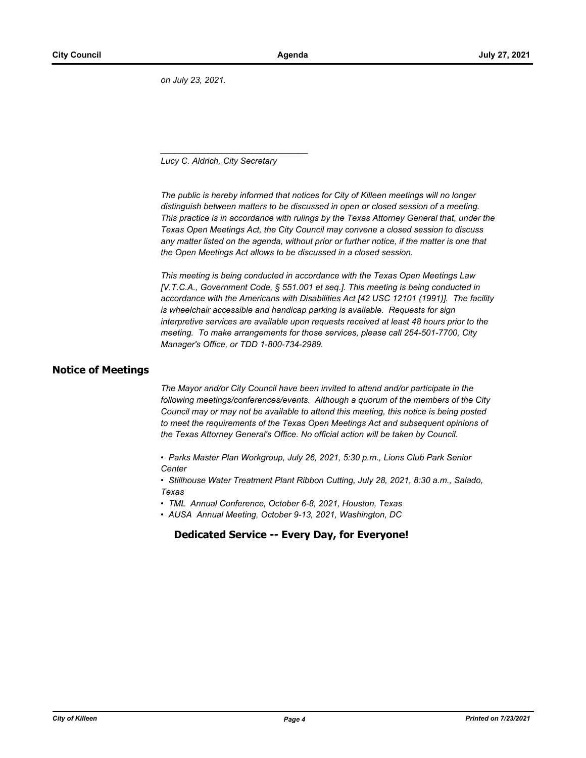*on July 23, 2021.*

\_\_\_\_\_\_\_\_\_\_\_\_\_\_\_\_\_\_\_\_\_\_\_\_\_\_\_\_\_\_\_

*Lucy C. Aldrich, City Secretary*

*The public is hereby informed that notices for City of Killeen meetings will no longer distinguish between matters to be discussed in open or closed session of a meeting. This practice is in accordance with rulings by the Texas Attorney General that, under the Texas Open Meetings Act, the City Council may convene a closed session to discuss any matter listed on the agenda, without prior or further notice, if the matter is one that the Open Meetings Act allows to be discussed in a closed session.*

*This meeting is being conducted in accordance with the Texas Open Meetings Law [V.T.C.A., Government Code, § 551.001 et seq.]. This meeting is being conducted in accordance with the Americans with Disabilities Act [42 USC 12101 (1991)]. The facility is wheelchair accessible and handicap parking is available. Requests for sign interpretive services are available upon requests received at least 48 hours prior to the meeting. To make arrangements for those services, please call 254-501-7700, City Manager's Office, or TDD 1-800-734-2989.*

## Notice of Meetings

*The Mayor and/or City Council have been invited to attend and/or participate in the following meetings/conferences/events. Although a quorum of the members of the City Council may or may not be available to attend this meeting, this notice is being posted to meet the requirements of the Texas Open Meetings Act and subsequent opinions of the Texas Attorney General's Office. No official action will be taken by Council.*

- *Parks Master Plan Workgroup, July 26, 2021, 5:30 p.m., Lions Club Park Senior Center*
- *Stillhouse Water Treatment Plant Ribbon Cutting, July 28, 2021, 8:30 a.m., Salado, Texas*
- *TML Annual Conference, October 6-8, 2021, Houston, Texas*
- *AUSA Annual Meeting, October 9-13, 2021, Washington, DC*

**Dedicated Service -- Every Day, for Everyone!**